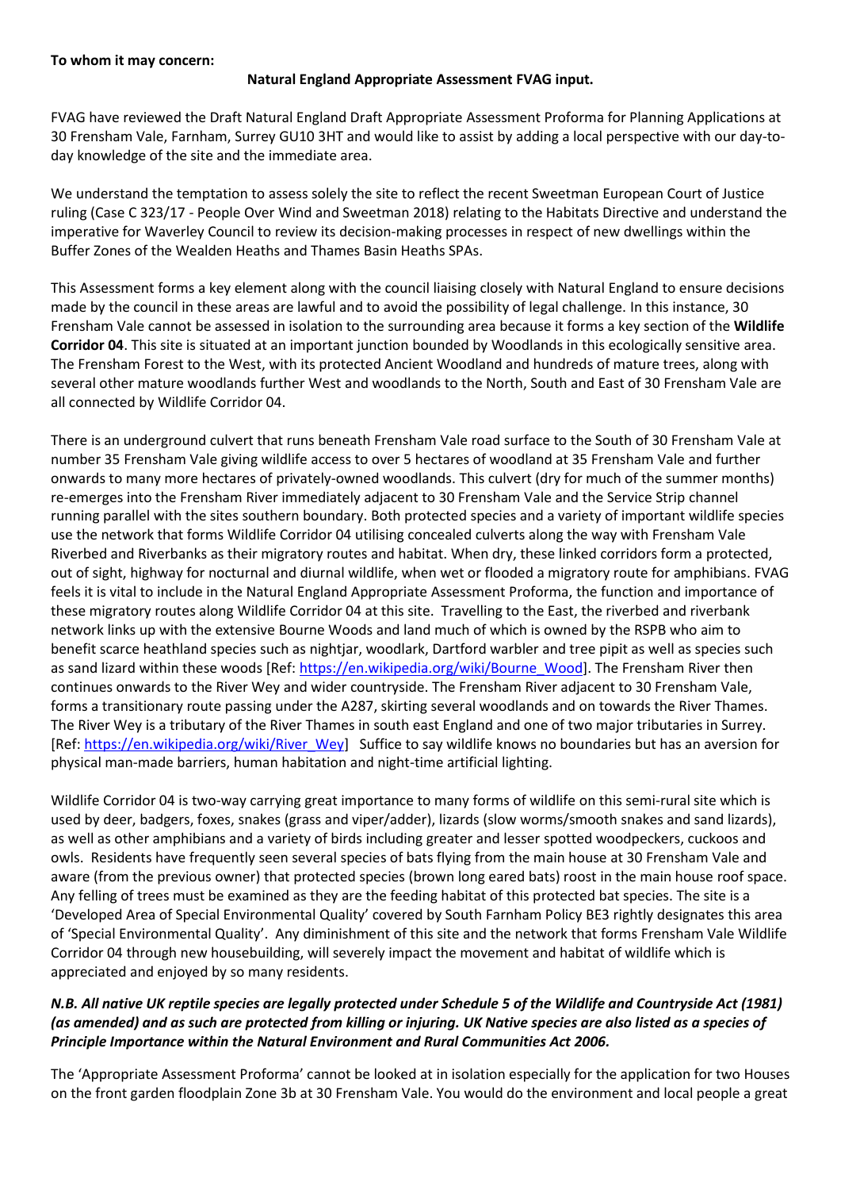**To whom it may concern:**

**Natural England Appropriate Assessment FVAG input.**

FVAG have reviewed the Draft Natural England Draft Appropriate Assessment Proforma for Planning Applications at 30 Frensham Vale, Farnham, Surrey GU10 3HT and would like to assist by adding a local perspective with our day-to-day knowledge of the site and the immediate area.

We understand the temptation to assess solely the site to reflect the recent Sweetman European Court of Justice ruling (Case C 323/17 - People Over Wind and Sweetman 2018) relating to the Habitats Directive and understand the imperative for Waverley Council to review its decision-making processes in respect of new dwellings within the Buffer Zones of the Wealden Heaths and Thames Basin Heaths SPAs.

This Assessment forms a key element along with the council liaising closely with Natural England to ensure decisions made by the council in these areas are lawful and to avoid the possibility of legal challenge. In this instance, 30 Frensham Vale cannot be assessed in isolation to the surrounding area because it forms a key section of the **Wildlife Corridor 04**. This site is situated at an important junction bounded by Woodlands in this ecologically sensitive area. The Frensham Forest to the West, with its protected Ancient Woodland and hundreds of mature trees, along with several other mature woodlands further West and woodlands to the North, South and East of 30 Frensham Vale are all connected by Wildlife Corridor 04.

There is an underground culvert that runs beneath Frensham Vale road surface to the South of 30 Frensham Vale at number 35 Frensham Vale giving wildlife access to over 5 hectares of woodland at 35 Frensham Vale and further onwards to many more hectares of privately-owned woodlands. This culvert (dry for much of the summer months) re-emerges into the Frensham River immediately adjacent to 30 Frensham Vale and the Service Strip channel running parallel with the sites southern boundary. Both protected species and a variety of important wildlife species use the network that forms Wildlife Corridor 04 utilising concealed culverts along the way with Frensham Vale Riverbed and Riverbanks as their migratory routes and habitat. When dry, these linked corridors form a protected, out of sight, highway for nocturnal and diurnal wildlife, when wet or flooded a migratory route for amphibians. FVAG feels it is vital to include in the Natural England Appropriate Assessment Proforma, the function and importance of these migratory routes along Wildlife Corridor 04 at this site. Travelling to the East, the riverbed and riverbank network links up with the extensive Bourne Woods and land much of which is owned by the RSPB who aim to benefit scarce heathland species such as nightjar, woodlark, Dartford warbler and tree pipit as well as species such as sand lizard within these woods [Ref: https://en.wikipedia.org/wiki/Bourne_Wood]. The Frensham River then continues onwards to the River Wey and wider countryside. The Frensham River adjacent to 30 Frensham Vale, forms a transitionary route passing under the A287, skirting several woodlands and on towards the River Thames. The River Wey is a tributary of the River Thames in south east England and one of two major tributaries in Surrey. [Ref: https://en.wikipedia.org/wiki/River_Wey] Suffice to say wildlife knows no boundaries but has an aversion for physical man-made barriers, human habitation and night-time artificial lighting.

Wildlife Corridor 04 is two-way carrying great importance to many forms of wildlife on this semi-rural site which is used by deer, badgers, foxes, snakes (grass and viper/adder), lizards (slow worms/smooth snakes and sand lizards), as well as other amphibians and a variety of birds including greater and lesser spotted woodpeckers, cuckoos and owls. Residents have frequently seen several species of bats flying from the main house at 30 Frensham Vale and aware (from the previous owner) that protected species (brown long eared bats) roost in the main house roof space. Any felling of trees must be examined as they are the feeding habitat of this protected bat species. The site is a 'Developed Area of Special Environmental Quality' covered by South Farnham Policy BE3 rightly designates this area of 'Special Environmental Quality'. Any diminishment of this site and the network that forms Frensham Vale Wildlife Corridor 04 through new housebuilding, will severely impact the movement and habitat of wildlife which is appreciated and enjoyed by so many residents.

***N.B. All native UK reptile species are legally protected under Schedule 5 of the Wildlife and Countryside Act (1981) (as amended) and as such are protected from killing or injuring. UK Native species are also listed as a species of Principle Importance within the Natural Environment and Rural Communities Act 2006.***

The 'Appropriate Assessment Proforma' cannot be looked at in isolation especially for the application for two Houses on the front garden floodplain Zone 3b at 30 Frensham Vale. You would do the environment and local people a great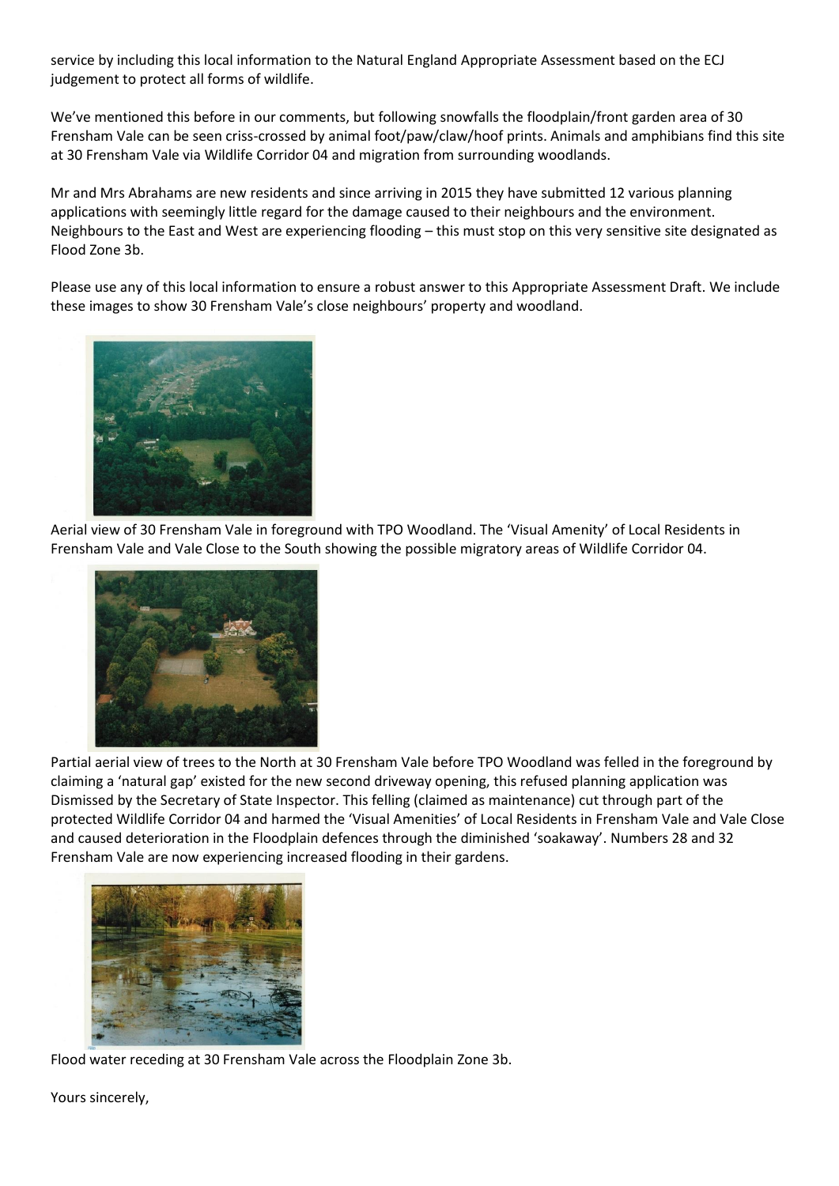service by including this local information to the Natural England Appropriate Assessment based on the ECJ judgement to protect all forms of wildlife.

We've mentioned this before in our comments, but following snowfalls the floodplain/front garden area of 30 Frensham Vale can be seen criss-crossed by animal foot/paw/claw/hoof prints. Animals and amphibians find this site at 30 Frensham Vale via Wildlife Corridor 04 and migration from surrounding woodlands.

Mr and Mrs Abrahams are new residents and since arriving in 2015 they have submitted 12 various planning applications with seemingly little regard for the damage caused to their neighbours and the environment. Neighbours to the East and West are experiencing flooding – this must stop on this very sensitive site designated as Flood Zone 3b.

Please use any of this local information to ensure a robust answer to this Appropriate Assessment Draft. We include these images to show 30 Frensham Vale's close neighbours' property and woodland.

Aerial view of 30 Frensham Vale in foreground with TPO Woodland. The 'Visual Amenity' of Local Residents in Frensham Vale and Vale Close to the South showing the possible migratory areas of Wildlife Corridor 04.

Partial aerial view of trees to the North at 30 Frensham Vale before TPO Woodland was felled in the foreground by claiming a 'natural gap' existed for the new second driveway opening, this refused planning application was Dismissed by the Secretary of State Inspector. This felling (claimed as maintenance) cut through part of the protected Wildlife Corridor 04 and harmed the 'Visual Amenities' of Local Residents in Frensham Vale and Vale Close and caused deterioration in the Floodplain defences through the diminished 'soakaway'. Numbers 28 and 32 Frensham Vale are now experiencing increased flooding in their gardens.

Flood water receding at 30 Frensham Vale across the Floodplain Zone 3b.

Yours sincerely,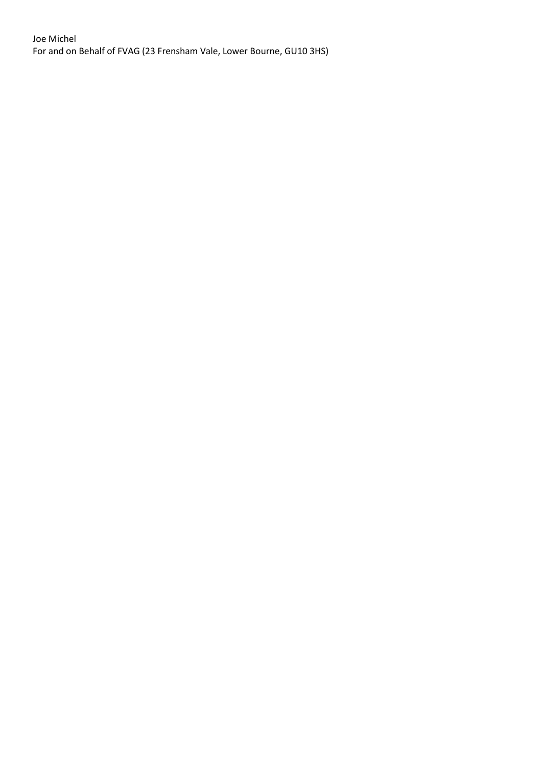Joe Michel
For and on Behalf of FVAG (23 Frensham Vale, Lower Bourne, GU10 3HS)